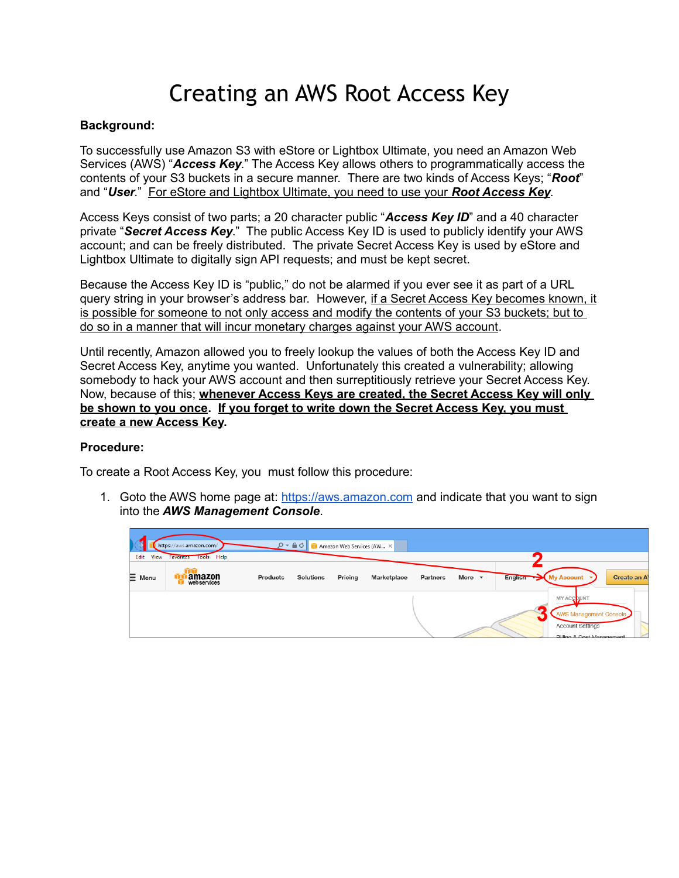# Creating an AWS Root Access Key

**Background:**

To successfully use Amazon S3 with eStore or Lightbox Ultimate, you need an Amazon Web Services (AWS) "***Access Key***." The Access Key allows others to programmatically access the contents of your S3 buckets in a secure manner. There are two kinds of Access Keys; "***Root***" and "***User***." For eStore and Lightbox Ultimate, you need to use your ***Root Access Key***.

Access Keys consist of two parts; a 20 character public "***Access Key ID***" and a 40 character private "***Secret Access Key***." The public Access Key ID is used to publicly identify your AWS account; and can be freely distributed. The private Secret Access Key is used by eStore and Lightbox Ultimate to digitally sign API requests; and must be kept secret.

Because the Access Key ID is "public," do not be alarmed if you ever see it as part of a URL query string in your browser's address bar. However, if a Secret Access Key becomes known, it is possible for someone to not only access and modify the contents of your S3 buckets; but to do so in a manner that will incur monetary charges against your AWS account.

Until recently, Amazon allowed you to freely lookup the values of both the Access Key ID and Secret Access Key, anytime you wanted. Unfortunately this created a vulnerability; allowing somebody to hack your AWS account and then surreptitiously retrieve your Secret Access Key. Now, because of this; **whenever Access Keys are created, the Secret Access Key will only be shown to you once**. **If you forget to write down the Secret Access Key, you must create a new Access Key**.

**Procedure:**

To create a Root Access Key, you must follow this procedure:

1. Goto the AWS home page at: https://aws.amazon.com and indicate that you want to sign into the ***AWS Management Console***.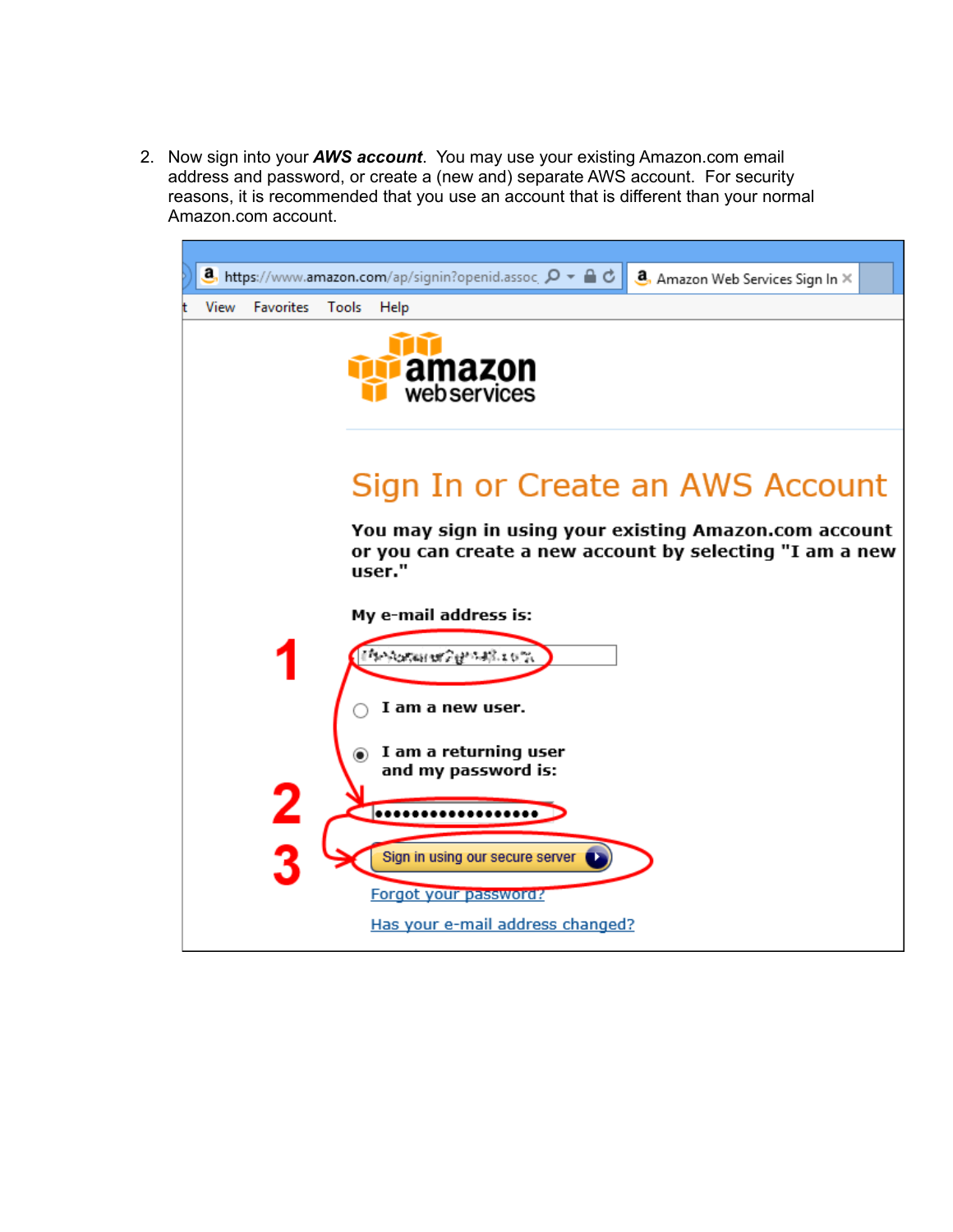2. Now sign into your ***AWS account***. You may use your existing Amazon.com email address and password, or create a (new and) separate AWS account. For security reasons, it is recommended that you use an account that is different than your normal Amazon.com account.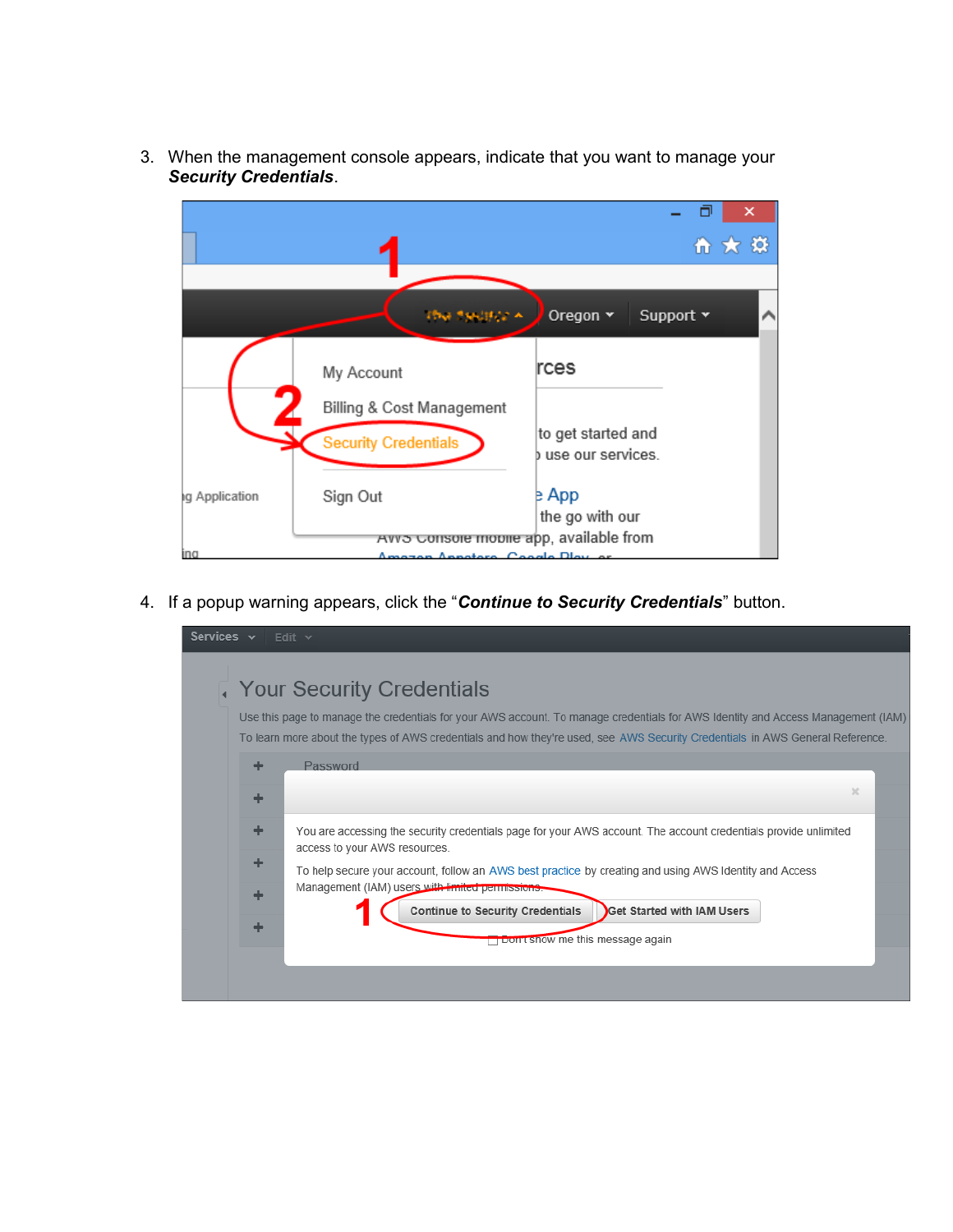3. When the management console appears, indicate that you want to manage your ***Security Credentials***.

4. If a popup warning appears, click the "***Continue to Security Credentials***" button.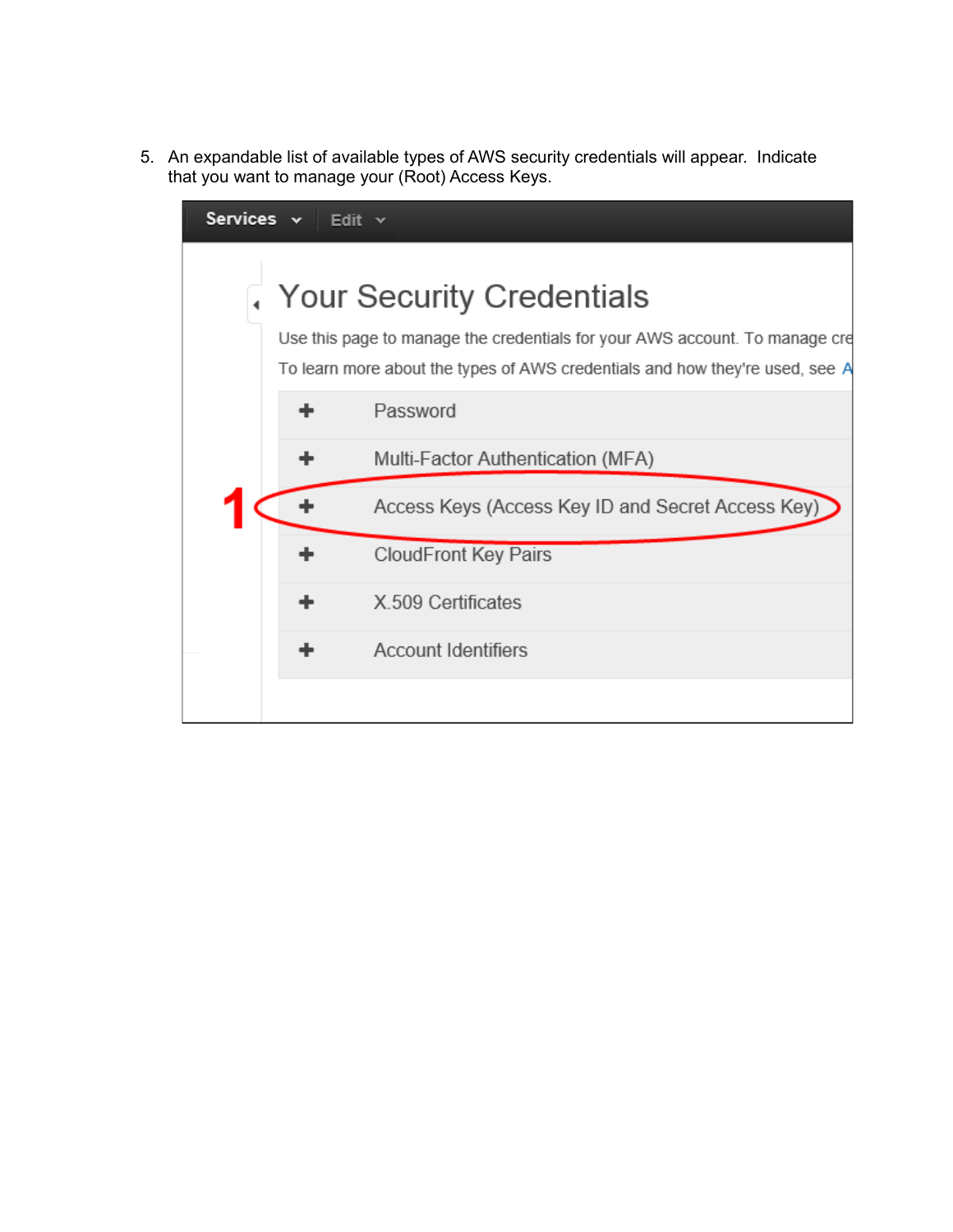5. An expandable list of available types of AWS security credentials will appear. Indicate that you want to manage your (Root) Access Keys.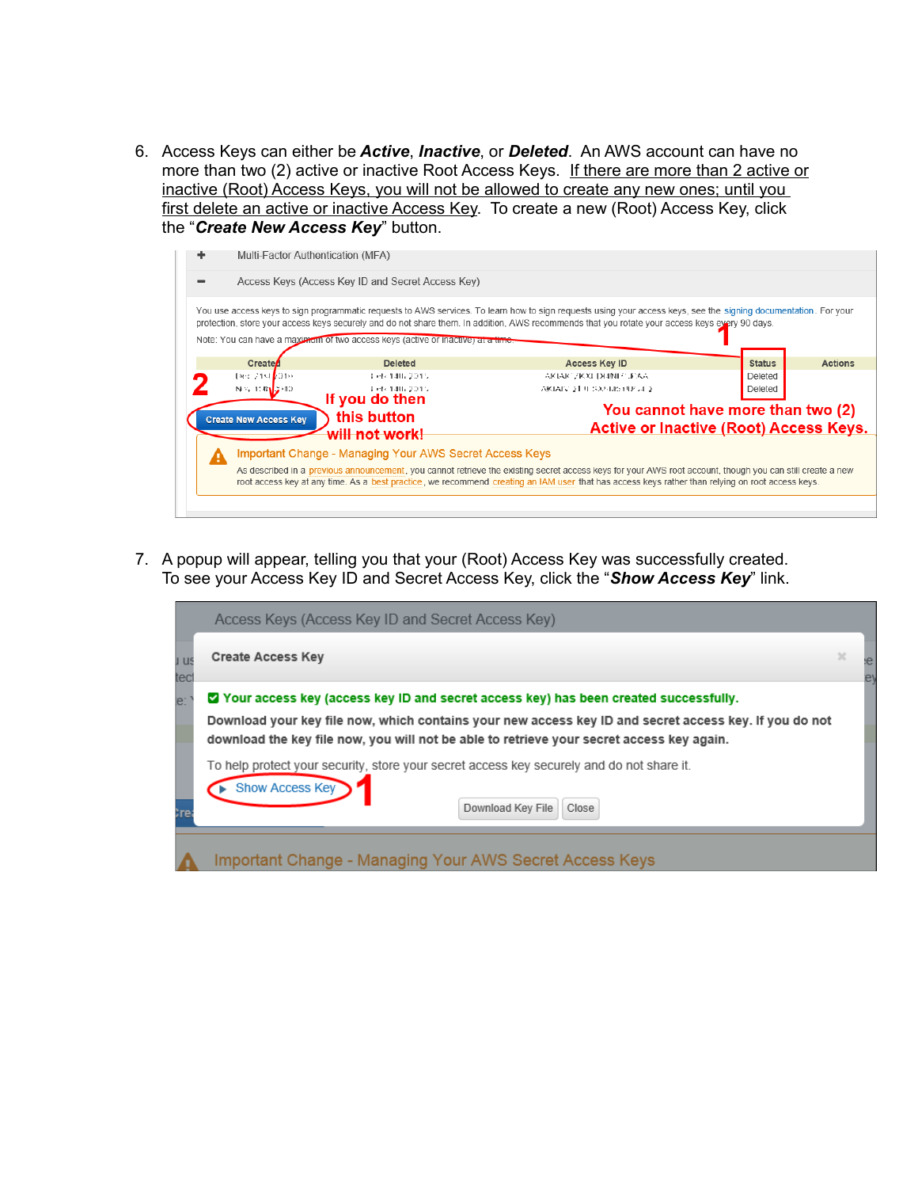6. Access Keys can either be ***Active***, ***Inactive***, or ***Deleted***. An AWS account can have no more than two (2) active or inactive Root Access Keys. If there are more than 2 active or inactive (Root) Access Keys, you will not be allowed to create any new ones; until you first delete an active or inactive Access Key. To create a new (Root) Access Key, click the "***Create New Access Key***" button.

7. A popup will appear, telling you that your (Root) Access Key was successfully created. To see your Access Key ID and Secret Access Key, click the "***Show Access Key***" link.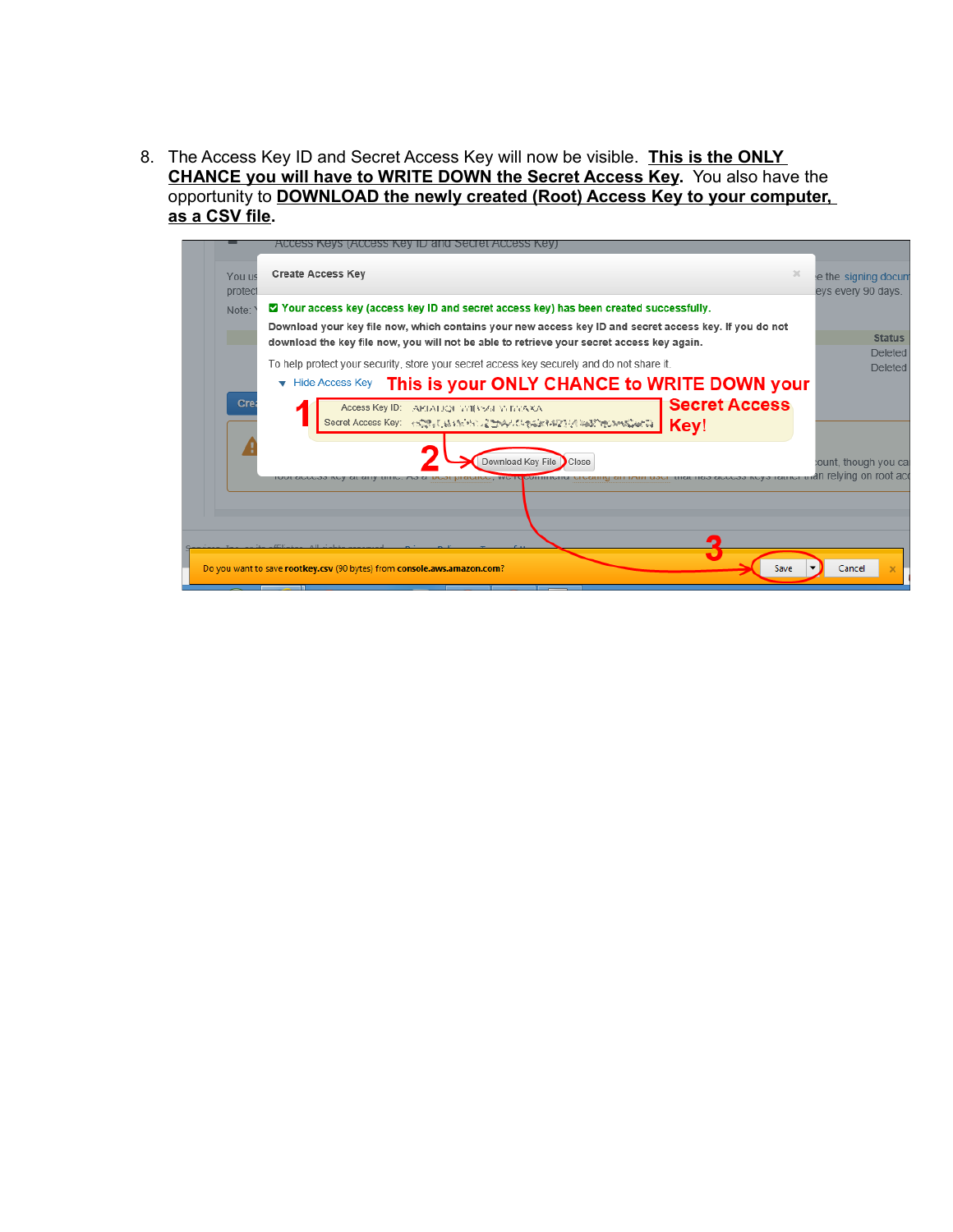8. The Access Key ID and Secret Access Key will now be visible. **<u>This is the ONLY CHANCE you will have to WRITE DOWN the Secret Access Key</u>**. You also have the opportunity to **<u>DOWNLOAD the newly created (Root) Access Key to your computer, as a CSV file</u>**.